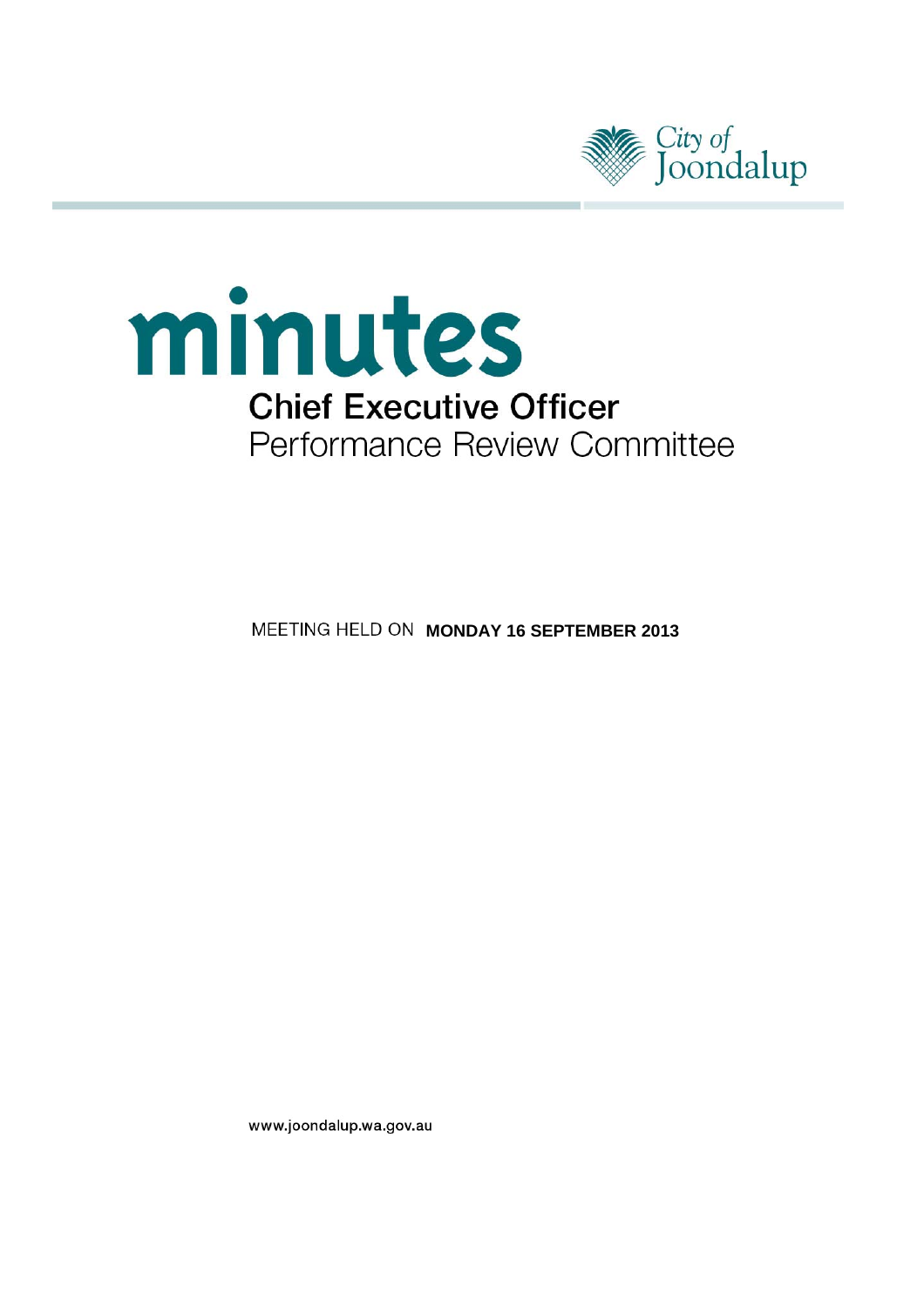City of Joondalup

# minutes

## Chief Executive Officer
## Performance Review Committee

MEETING HELD ON **MONDAY 16 SEPTEMBER 2013**

www.joondalup.wa.gov.au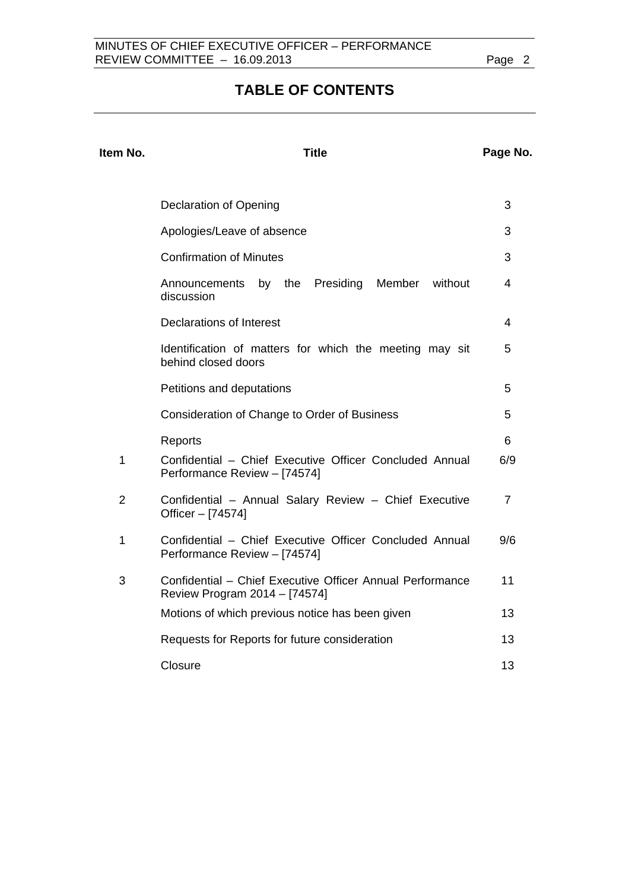# TABLE OF CONTENTS

| Item No. | Title | Page No. |
|---|---|---|
| | Declaration of Opening | 3 |
| | Apologies/Leave of absence | 3 |
| | Confirmation of Minutes | 3 |
| | Announcements by the Presiding Member without discussion | 4 |
| | Declarations of Interest | 4 |
| | Identification of matters for which the meeting may sit behind closed doors | 5 |
| | Petitions and deputations | 5 |
| | Consideration of Change to Order of Business | 5 |
| | Reports | 6 |
| 1 | Confidential – Chief Executive Officer Concluded Annual Performance Review – [74574] | 6/9 |
| 2 | Confidential – Annual Salary Review – Chief Executive Officer – [74574] | 7 |
| 1 | Confidential – Chief Executive Officer Concluded Annual Performance Review – [74574] | 9/6 |
| 3 | Confidential – Chief Executive Officer Annual Performance Review Program 2014 – [74574] | 11 |
| | Motions of which previous notice has been given | 13 |
| | Requests for Reports for future consideration | 13 |
| | Closure | 13 |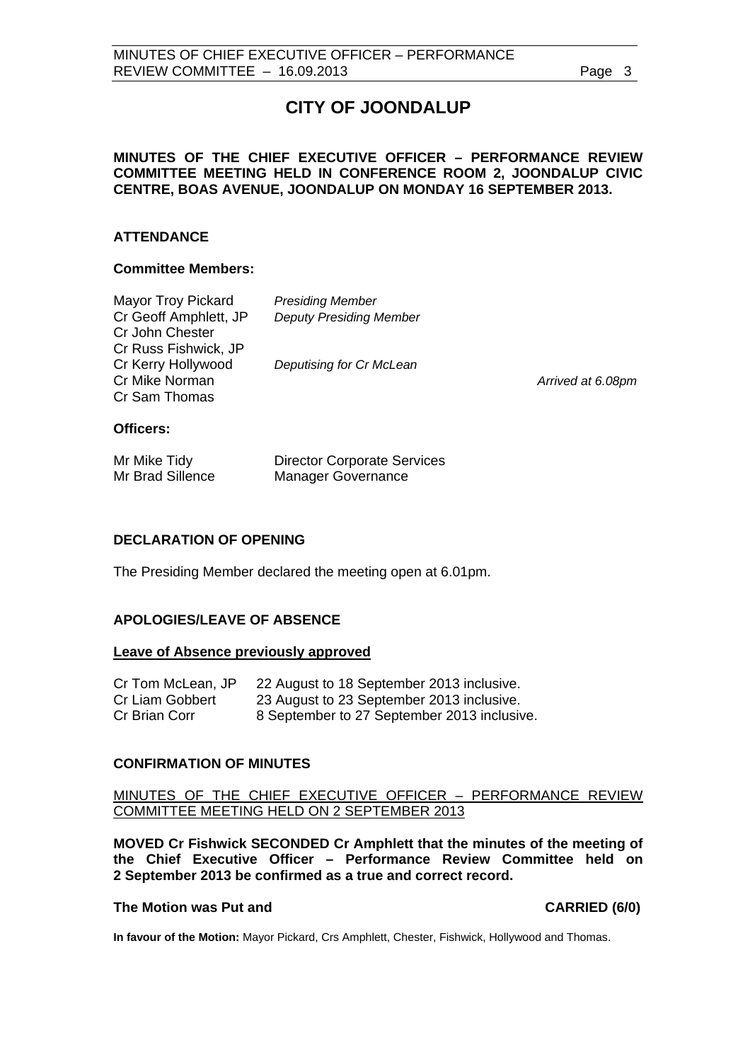# CITY OF JOONDALUP

**MINUTES OF THE CHIEF EXECUTIVE OFFICER – PERFORMANCE REVIEW COMMITTEE MEETING HELD IN CONFERENCE ROOM 2, JOONDALUP CIVIC CENTRE, BOAS AVENUE, JOONDALUP ON MONDAY 16 SEPTEMBER 2013.**

## ATTENDANCE

### Committee Members:

| | | |
|---|---|---|
| Mayor Troy Pickard | *Presiding Member* | |
| Cr Geoff Amphlett, JP | *Deputy Presiding Member* | |
| Cr John Chester | | |
| Cr Russ Fishwick, JP | | |
| Cr Kerry Hollywood | *Deputising for Cr McLean* | |
| Cr Mike Norman | | *Arrived at 6.08pm* |
| Cr Sam Thomas | | |

### Officers:

| | |
|---|---|
| Mr Mike Tidy | Director Corporate Services |
| Mr Brad Sillence | Manager Governance |

## DECLARATION OF OPENING

The Presiding Member declared the meeting open at 6.01pm.

## APOLOGIES/LEAVE OF ABSENCE

**Leave of Absence previously approved**

| | |
|---|---|
| Cr Tom McLean, JP | 22 August to 18 September 2013 inclusive. |
| Cr Liam Gobbert | 23 August to 23 September 2013 inclusive. |
| Cr Brian Corr | 8 September to 27 September 2013 inclusive. |

## CONFIRMATION OF MINUTES

MINUTES OF THE CHIEF EXECUTIVE OFFICER – PERFORMANCE REVIEW COMMITTEE MEETING HELD ON 2 SEPTEMBER 2013

**MOVED Cr Fishwick SECONDED Cr Amphlett that the minutes of the meeting of the Chief Executive Officer – Performance Review Committee held on 2 September 2013 be confirmed as a true and correct record.**

**The Motion was Put and CARRIED (6/0)**

**In favour of the Motion:** Mayor Pickard, Crs Amphlett, Chester, Fishwick, Hollywood and Thomas.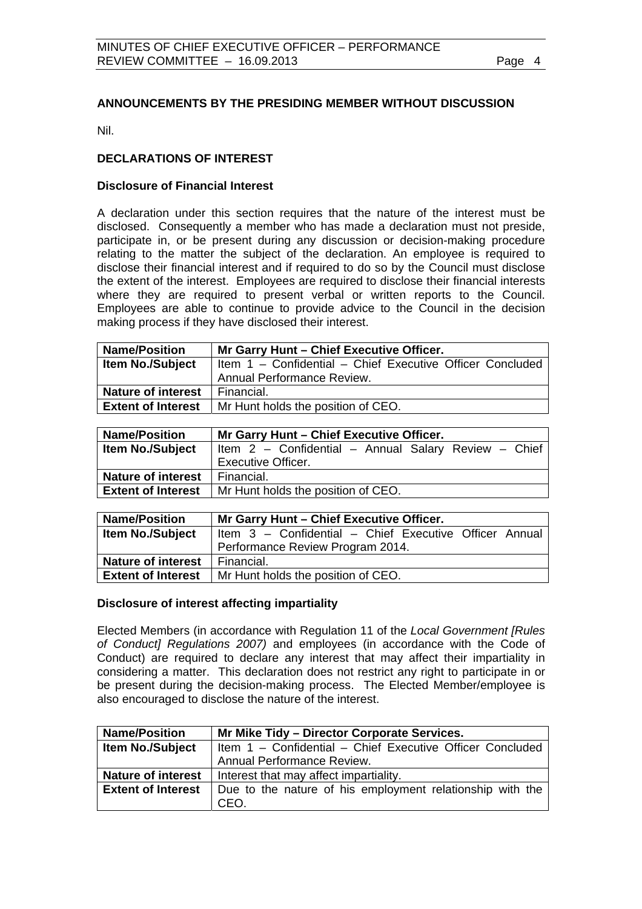## ANNOUNCEMENTS BY THE PRESIDING MEMBER WITHOUT DISCUSSION

Nil.

## DECLARATIONS OF INTEREST

### Disclosure of Financial Interest

A declaration under this section requires that the nature of the interest must be disclosed. Consequently a member who has made a declaration must not preside, participate in, or be present during any discussion or decision-making procedure relating to the matter the subject of the declaration. An employee is required to disclose their financial interest and if required to do so by the Council must disclose the extent of the interest. Employees are required to disclose their financial interests where they are required to present verbal or written reports to the Council. Employees are able to continue to provide advice to the Council in the decision making process if they have disclosed their interest.

| **Name/Position** | **Mr Garry Hunt – Chief Executive Officer.** |
|---|---|
| **Item No./Subject** | Item 1 – Confidential – Chief Executive Officer Concluded Annual Performance Review. |
| **Nature of interest** | Financial. |
| **Extent of Interest** | Mr Hunt holds the position of CEO. |

| **Name/Position** | **Mr Garry Hunt – Chief Executive Officer.** |
|---|---|
| **Item No./Subject** | Item 2 – Confidential – Annual Salary Review – Chief Executive Officer. |
| **Nature of interest** | Financial. |
| **Extent of Interest** | Mr Hunt holds the position of CEO. |

| **Name/Position** | **Mr Garry Hunt – Chief Executive Officer.** |
|---|---|
| **Item No./Subject** | Item 3 – Confidential – Chief Executive Officer Annual Performance Review Program 2014. |
| **Nature of interest** | Financial. |
| **Extent of Interest** | Mr Hunt holds the position of CEO. |

### Disclosure of interest affecting impartiality

Elected Members (in accordance with Regulation 11 of the *Local Government [Rules of Conduct] Regulations 2007)* and employees (in accordance with the Code of Conduct) are required to declare any interest that may affect their impartiality in considering a matter. This declaration does not restrict any right to participate in or be present during the decision-making process. The Elected Member/employee is also encouraged to disclose the nature of the interest.

| **Name/Position** | **Mr Mike Tidy – Director Corporate Services.** |
|---|---|
| **Item No./Subject** | Item 1 – Confidential – Chief Executive Officer Concluded Annual Performance Review. |
| **Nature of interest** | Interest that may affect impartiality. |
| **Extent of Interest** | Due to the nature of his employment relationship with the CEO. |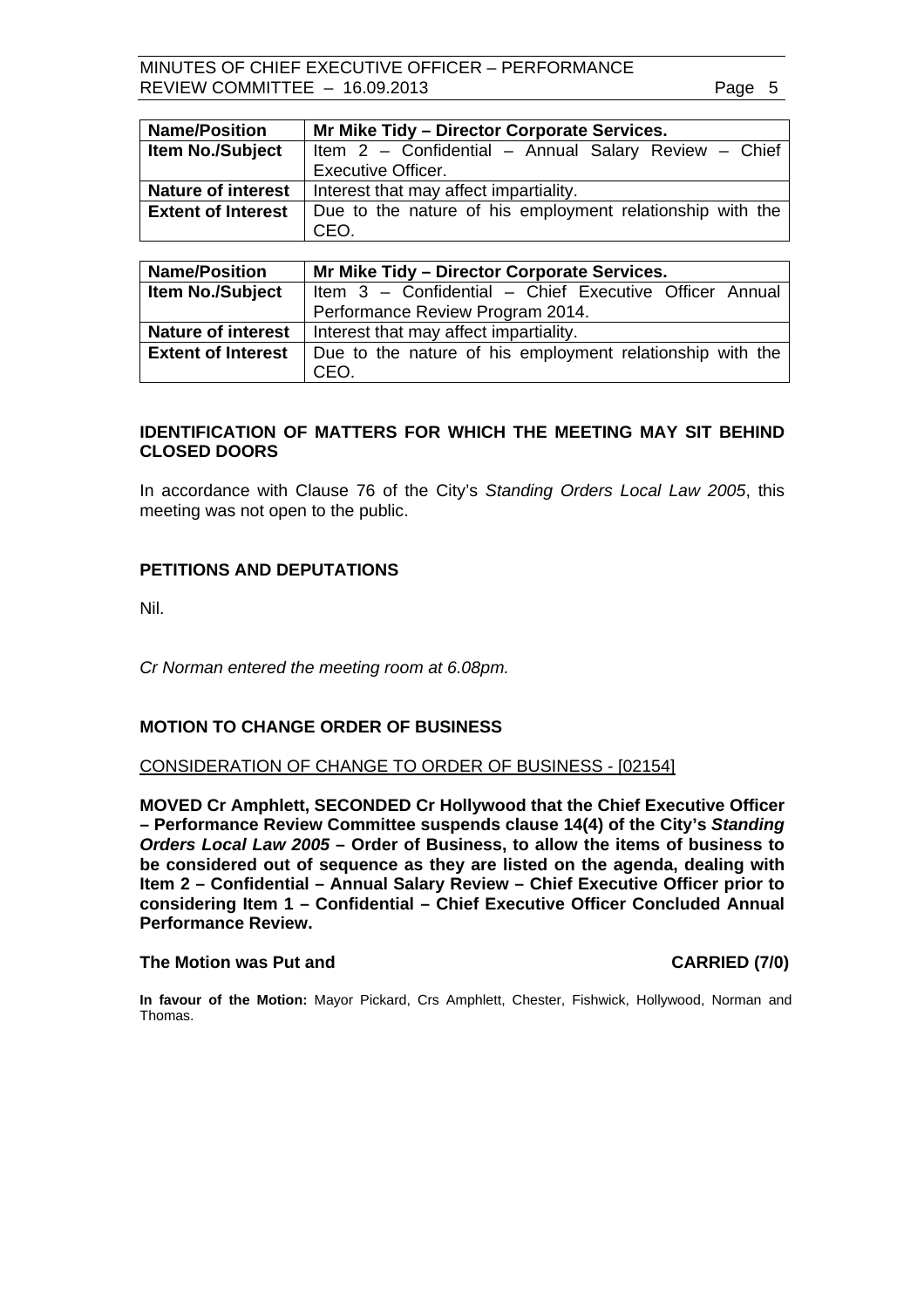| Name/Position | Mr Mike Tidy – Director Corporate Services. |
|---|---|
| Item No./Subject | Item 2 – Confidential – Annual Salary Review – Chief Executive Officer. |
| Nature of interest | Interest that may affect impartiality. |
| Extent of Interest | Due to the nature of his employment relationship with the CEO. |

| Name/Position | Mr Mike Tidy – Director Corporate Services. |
|---|---|
| Item No./Subject | Item 3 – Confidential – Chief Executive Officer Annual Performance Review Program 2014. |
| Nature of interest | Interest that may affect impartiality. |
| Extent of Interest | Due to the nature of his employment relationship with the CEO. |

## IDENTIFICATION OF MATTERS FOR WHICH THE MEETING MAY SIT BEHIND CLOSED DOORS

In accordance with Clause 76 of the City's *Standing Orders Local Law 2005*, this meeting was not open to the public.

## PETITIONS AND DEPUTATIONS

Nil.

*Cr Norman entered the meeting room at 6.08pm.*

## MOTION TO CHANGE ORDER OF BUSINESS

CONSIDERATION OF CHANGE TO ORDER OF BUSINESS - [02154]

**MOVED Cr Amphlett, SECONDED Cr Hollywood that the Chief Executive Officer – Performance Review Committee suspends clause 14(4) of the City's *Standing Orders Local Law 2005* – Order of Business, to allow the items of business to be considered out of sequence as they are listed on the agenda, dealing with Item 2 – Confidential – Annual Salary Review – Chief Executive Officer prior to considering Item 1 – Confidential – Chief Executive Officer Concluded Annual Performance Review.**

**The Motion was Put and CARRIED (7/0)**

**In favour of the Motion:** Mayor Pickard, Crs Amphlett, Chester, Fishwick, Hollywood, Norman and Thomas.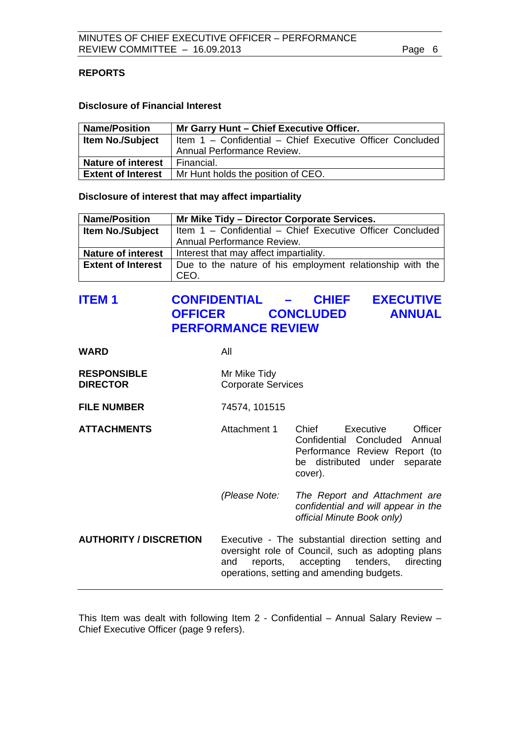## REPORTS

### Disclosure of Financial Interest

| Name/Position | Mr Garry Hunt – Chief Executive Officer. |
|---|---|
| Item No./Subject | Item 1 – Confidential – Chief Executive Officer Concluded Annual Performance Review. |
| Nature of interest | Financial. |
| Extent of Interest | Mr Hunt holds the position of CEO. |

### Disclosure of interest that may affect impartiality

| Name/Position | Mr Mike Tidy – Director Corporate Services. |
|---|---|
| Item No./Subject | Item 1 – Confidential – Chief Executive Officer Concluded Annual Performance Review. |
| Nature of interest | Interest that may affect impartiality. |
| Extent of Interest | Due to the nature of his employment relationship with the CEO. |

## ITEM 1 CONFIDENTIAL – CHIEF EXECUTIVE OFFICER CONCLUDED ANNUAL PERFORMANCE REVIEW

**WARD** All

**RESPONSIBLE DIRECTOR** Mr Mike Tidy
Corporate Services

**FILE NUMBER** 74574, 101515

**ATTACHMENTS** Attachment 1 Chief Executive Officer Confidential Concluded Annual Performance Review Report (to be distributed under separate cover).

*(Please Note: The Report and Attachment are confidential and will appear in the official Minute Book only)*

**AUTHORITY / DISCRETION** Executive - The substantial direction setting and oversight role of Council, such as adopting plans and reports, accepting tenders, directing operations, setting and amending budgets.

---

This Item was dealt with following Item 2 - Confidential – Annual Salary Review – Chief Executive Officer (page 9 refers).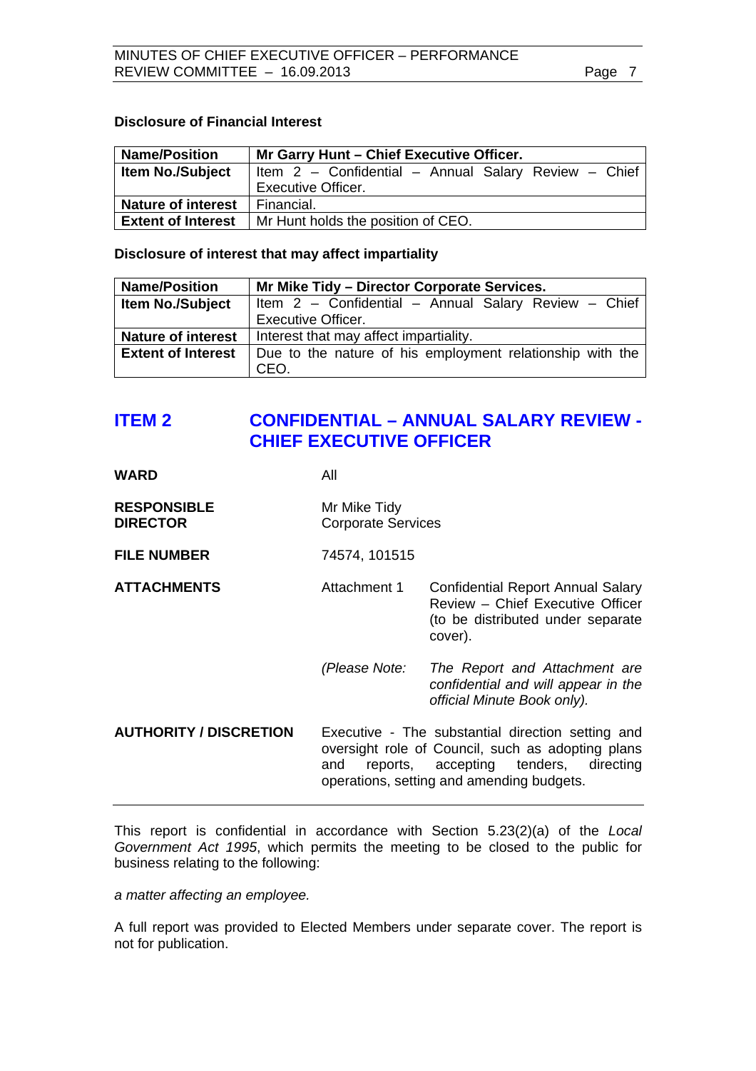**Disclosure of Financial Interest**

| Name/Position | Mr Garry Hunt – Chief Executive Officer. |
|---|---|
| Item No./Subject | Item 2 – Confidential – Annual Salary Review – Chief Executive Officer. |
| Nature of interest | Financial. |
| Extent of Interest | Mr Hunt holds the position of CEO. |

**Disclosure of interest that may affect impartiality**

| Name/Position | Mr Mike Tidy – Director Corporate Services. |
|---|---|
| Item No./Subject | Item 2 – Confidential – Annual Salary Review – Chief Executive Officer. |
| Nature of interest | Interest that may affect impartiality. |
| Extent of Interest | Due to the nature of his employment relationship with the CEO. |

## ITEM 2 CONFIDENTIAL – ANNUAL SALARY REVIEW - CHIEF EXECUTIVE OFFICER

**WARD** All

**RESPONSIBLE DIRECTOR** Mr Mike Tidy
Corporate Services

**FILE NUMBER** 74574, 101515

**ATTACHMENTS** Attachment 1 Confidential Report Annual Salary Review – Chief Executive Officer (to be distributed under separate cover).

*(Please Note: The Report and Attachment are confidential and will appear in the official Minute Book only).*

**AUTHORITY / DISCRETION** Executive - The substantial direction setting and oversight role of Council, such as adopting plans and reports, accepting tenders, directing operations, setting and amending budgets.

---

This report is confidential in accordance with Section 5.23(2)(a) of the *Local Government Act 1995*, which permits the meeting to be closed to the public for business relating to the following:

*a matter affecting an employee.*

A full report was provided to Elected Members under separate cover. The report is not for publication.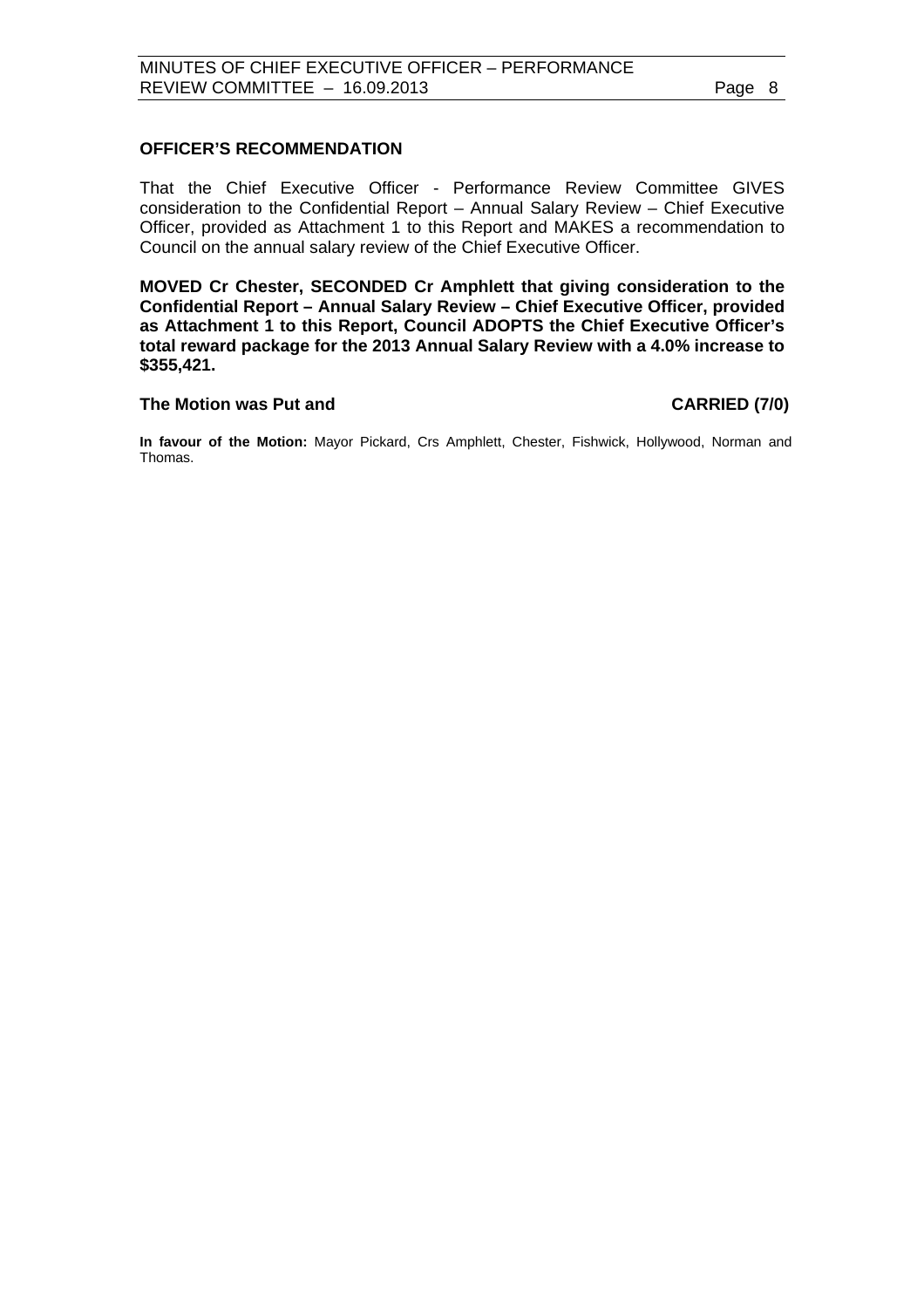**OFFICER'S RECOMMENDATION**

That the Chief Executive Officer - Performance Review Committee GIVES consideration to the Confidential Report – Annual Salary Review – Chief Executive Officer, provided as Attachment 1 to this Report and MAKES a recommendation to Council on the annual salary review of the Chief Executive Officer.

**MOVED Cr Chester, SECONDED Cr Amphlett that giving consideration to the Confidential Report – Annual Salary Review – Chief Executive Officer, provided as Attachment 1 to this Report, Council ADOPTS the Chief Executive Officer's total reward package for the 2013 Annual Salary Review with a 4.0% increase to $355,421.**

**The Motion was Put and CARRIED (7/0)**

**In favour of the Motion:** Mayor Pickard, Crs Amphlett, Chester, Fishwick, Hollywood, Norman and Thomas.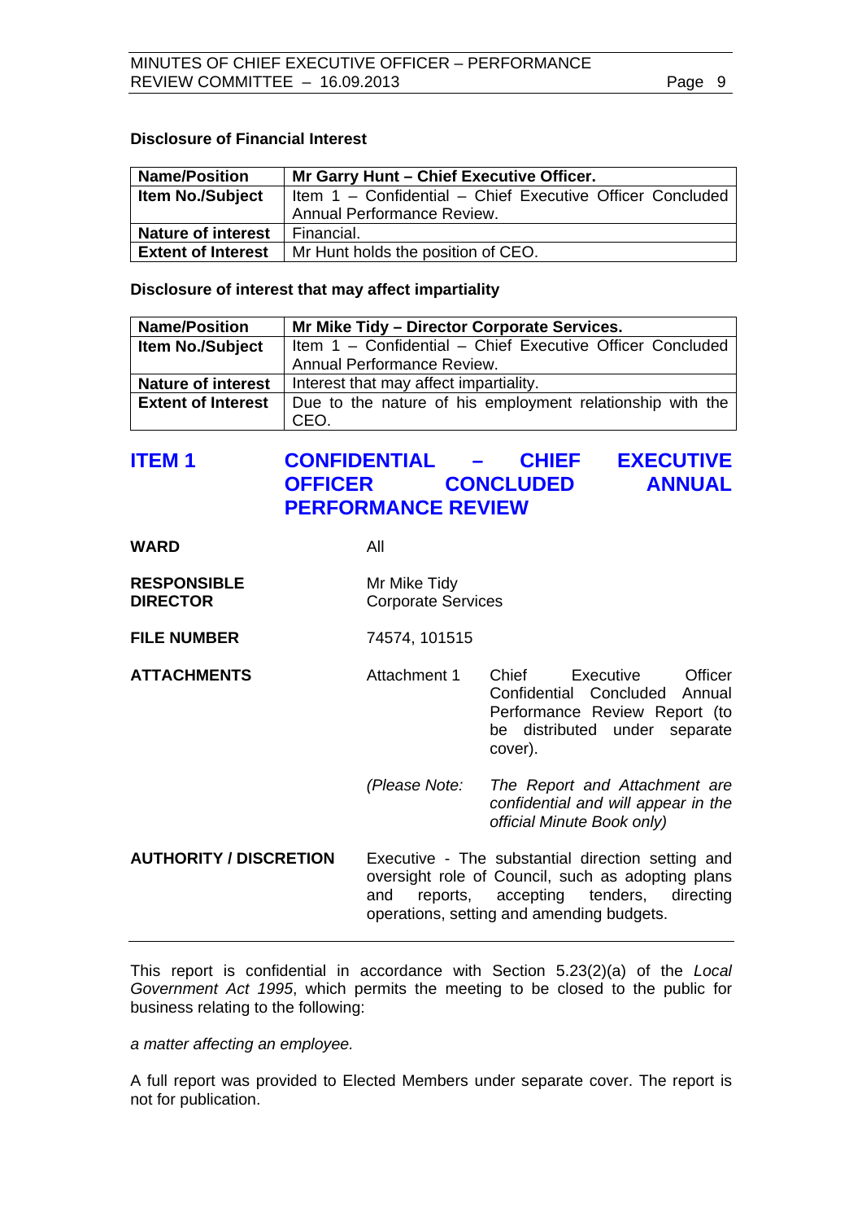**Disclosure of Financial Interest**

| Name/Position | Mr Garry Hunt – Chief Executive Officer. |
|---|---|
| Item No./Subject | Item 1 – Confidential – Chief Executive Officer Concluded Annual Performance Review. |
| Nature of interest | Financial. |
| Extent of Interest | Mr Hunt holds the position of CEO. |

**Disclosure of interest that may affect impartiality**

| Name/Position | Mr Mike Tidy – Director Corporate Services. |
|---|---|
| Item No./Subject | Item 1 – Confidential – Chief Executive Officer Concluded Annual Performance Review. |
| Nature of interest | Interest that may affect impartiality. |
| Extent of Interest | Due to the nature of his employment relationship with the CEO. |

## ITEM 1 CONFIDENTIAL – CHIEF EXECUTIVE OFFICER CONCLUDED ANNUAL PERFORMANCE REVIEW

**WARD** All

**RESPONSIBLE DIRECTOR** Mr Mike Tidy
Corporate Services

**FILE NUMBER** 74574, 101515

**ATTACHMENTS** Attachment 1 Chief Executive Officer Confidential Concluded Annual Performance Review Report (to be distributed under separate cover).

*(Please Note: The Report and Attachment are confidential and will appear in the official Minute Book only)*

**AUTHORITY / DISCRETION** Executive - The substantial direction setting and oversight role of Council, such as adopting plans and reports, accepting tenders, directing operations, setting and amending budgets.

---

This report is confidential in accordance with Section 5.23(2)(a) of the *Local Government Act 1995*, which permits the meeting to be closed to the public for business relating to the following:

*a matter affecting an employee.*

A full report was provided to Elected Members under separate cover. The report is not for publication.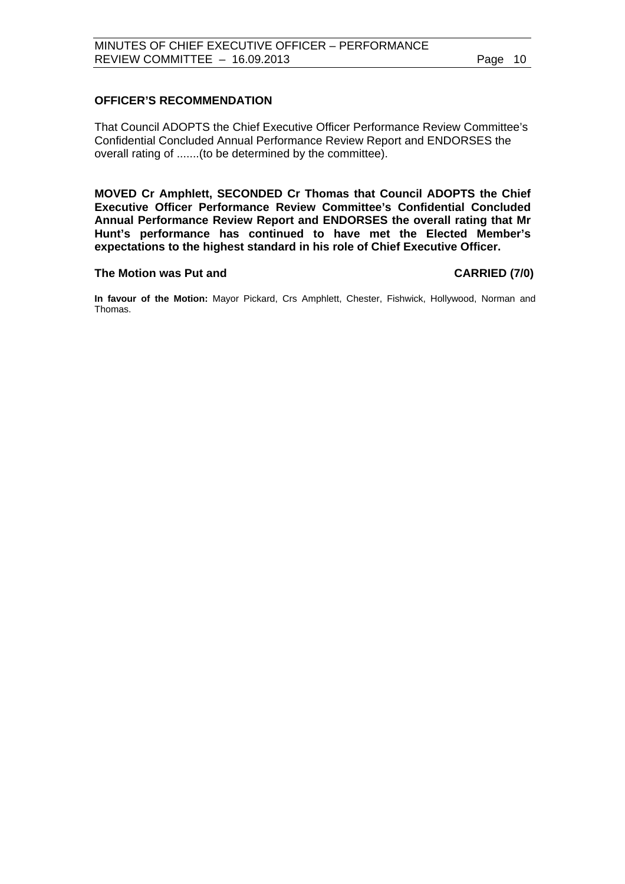**OFFICER'S RECOMMENDATION**

That Council ADOPTS the Chief Executive Officer Performance Review Committee's Confidential Concluded Annual Performance Review Report and ENDORSES the overall rating of .......(to be determined by the committee).

**MOVED Cr Amphlett, SECONDED Cr Thomas that Council ADOPTS the Chief Executive Officer Performance Review Committee's Confidential Concluded Annual Performance Review Report and ENDORSES the overall rating that Mr Hunt's performance has continued to have met the Elected Member's expectations to the highest standard in his role of Chief Executive Officer.**

**The Motion was Put and CARRIED (7/0)**

**In favour of the Motion:** Mayor Pickard, Crs Amphlett, Chester, Fishwick, Hollywood, Norman and Thomas.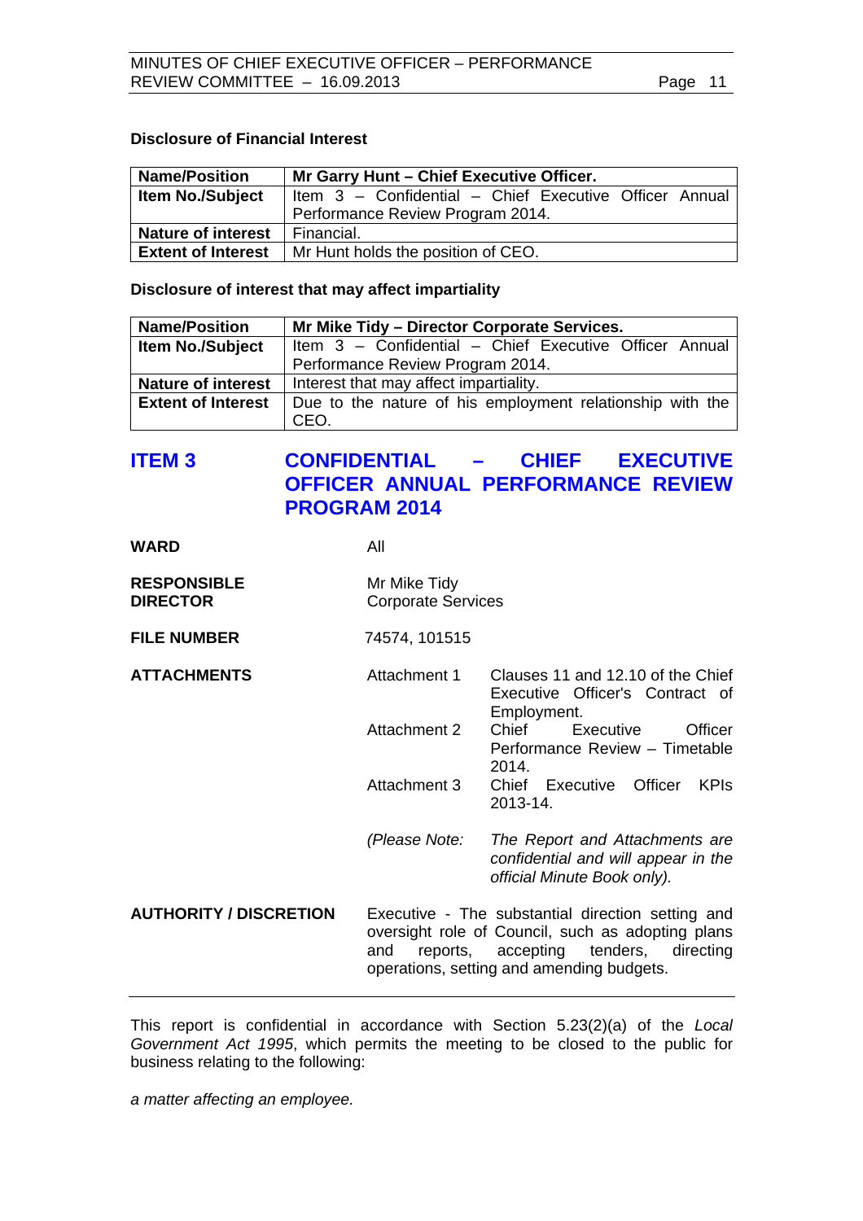**Disclosure of Financial Interest**

| Name/Position | Mr Garry Hunt – Chief Executive Officer. |
|---|---|
| Item No./Subject | Item 3 – Confidential – Chief Executive Officer Annual Performance Review Program 2014. |
| Nature of interest | Financial. |
| Extent of Interest | Mr Hunt holds the position of CEO. |

**Disclosure of interest that may affect impartiality**

| Name/Position | Mr Mike Tidy – Director Corporate Services. |
|---|---|
| Item No./Subject | Item 3 – Confidential – Chief Executive Officer Annual Performance Review Program 2014. |
| Nature of interest | Interest that may affect impartiality. |
| Extent of Interest | Due to the nature of his employment relationship with the CEO. |

## ITEM 3 CONFIDENTIAL – CHIEF EXECUTIVE OFFICER ANNUAL PERFORMANCE REVIEW PROGRAM 2014

**WARD** All

**RESPONSIBLE DIRECTOR** Mr Mike Tidy
Corporate Services

**FILE NUMBER** 74574, 101515

**ATTACHMENTS**
Attachment 1 Clauses 11 and 12.10 of the Chief Executive Officer's Contract of Employment.
Attachment 2 Chief Executive Officer Performance Review – Timetable 2014.
Attachment 3 Chief Executive Officer KPIs 2013-14.

*(Please Note: The Report and Attachments are confidential and will appear in the official Minute Book only).*

**AUTHORITY / DISCRETION** Executive - The substantial direction setting and oversight role of Council, such as adopting plans and reports, accepting tenders, directing operations, setting and amending budgets.

---

This report is confidential in accordance with Section 5.23(2)(a) of the *Local Government Act 1995*, which permits the meeting to be closed to the public for business relating to the following:

*a matter affecting an employee.*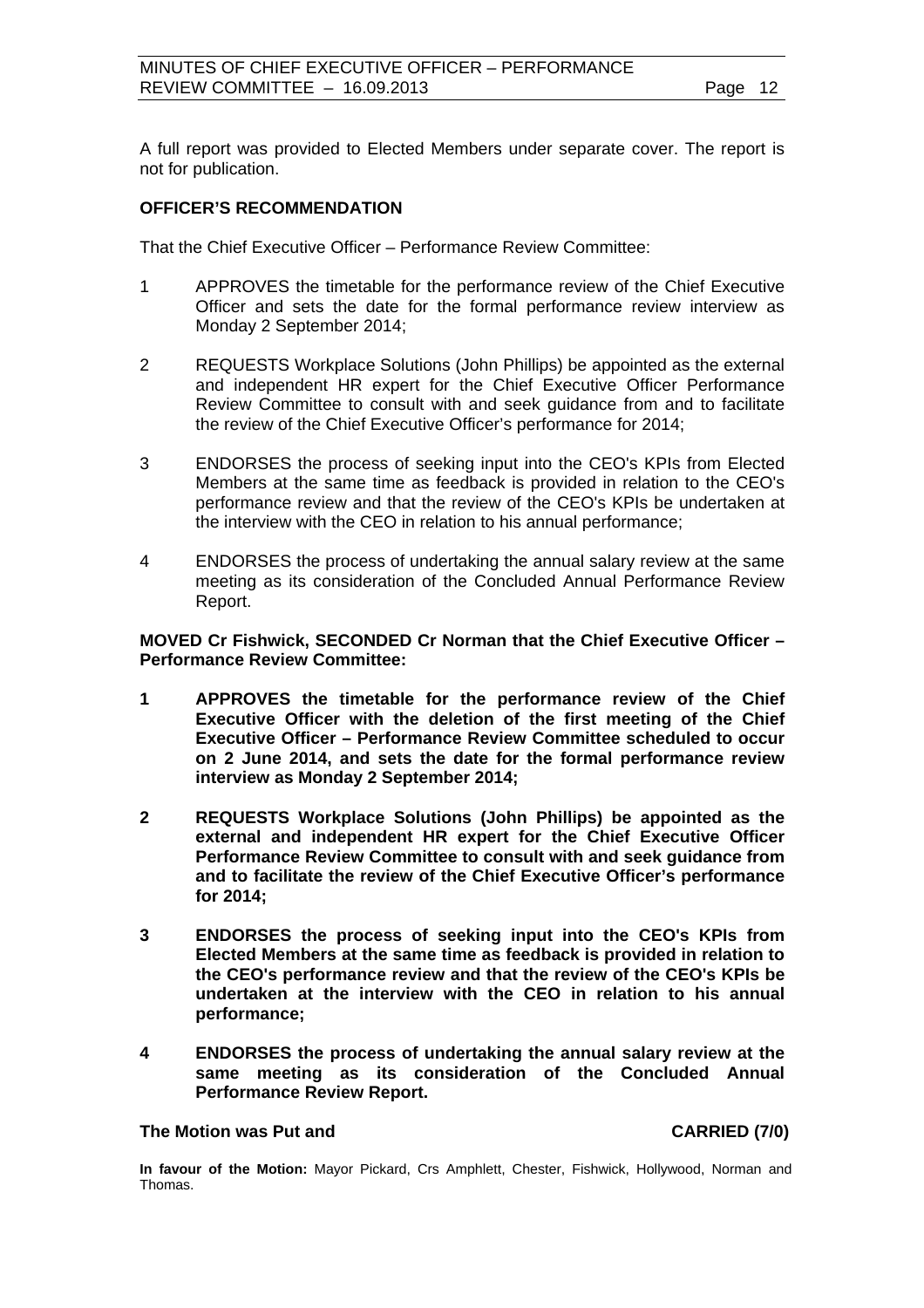A full report was provided to Elected Members under separate cover. The report is not for publication.

**OFFICER'S RECOMMENDATION**

That the Chief Executive Officer – Performance Review Committee:

1. APPROVES the timetable for the performance review of the Chief Executive Officer and sets the date for the formal performance review interview as Monday 2 September 2014;

2. REQUESTS Workplace Solutions (John Phillips) be appointed as the external and independent HR expert for the Chief Executive Officer Performance Review Committee to consult with and seek guidance from and to facilitate the review of the Chief Executive Officer's performance for 2014;

3. ENDORSES the process of seeking input into the CEO's KPIs from Elected Members at the same time as feedback is provided in relation to the CEO's performance review and that the review of the CEO's KPIs be undertaken at the interview with the CEO in relation to his annual performance;

4. ENDORSES the process of undertaking the annual salary review at the same meeting as its consideration of the Concluded Annual Performance Review Report.

**MOVED Cr Fishwick, SECONDED Cr Norman that the Chief Executive Officer – Performance Review Committee:**

1. **APPROVES the timetable for the performance review of the Chief Executive Officer with the deletion of the first meeting of the Chief Executive Officer – Performance Review Committee scheduled to occur on 2 June 2014, and sets the date for the formal performance review interview as Monday 2 September 2014;**

2. **REQUESTS Workplace Solutions (John Phillips) be appointed as the external and independent HR expert for the Chief Executive Officer Performance Review Committee to consult with and seek guidance from and to facilitate the review of the Chief Executive Officer's performance for 2014;**

3. **ENDORSES the process of seeking input into the CEO's KPIs from Elected Members at the same time as feedback is provided in relation to the CEO's performance review and that the review of the CEO's KPIs be undertaken at the interview with the CEO in relation to his annual performance;**

4. **ENDORSES the process of undertaking the annual salary review at the same meeting as its consideration of the Concluded Annual Performance Review Report.**

**The Motion was Put and CARRIED (7/0)**

**In favour of the Motion:** Mayor Pickard, Crs Amphlett, Chester, Fishwick, Hollywood, Norman and Thomas.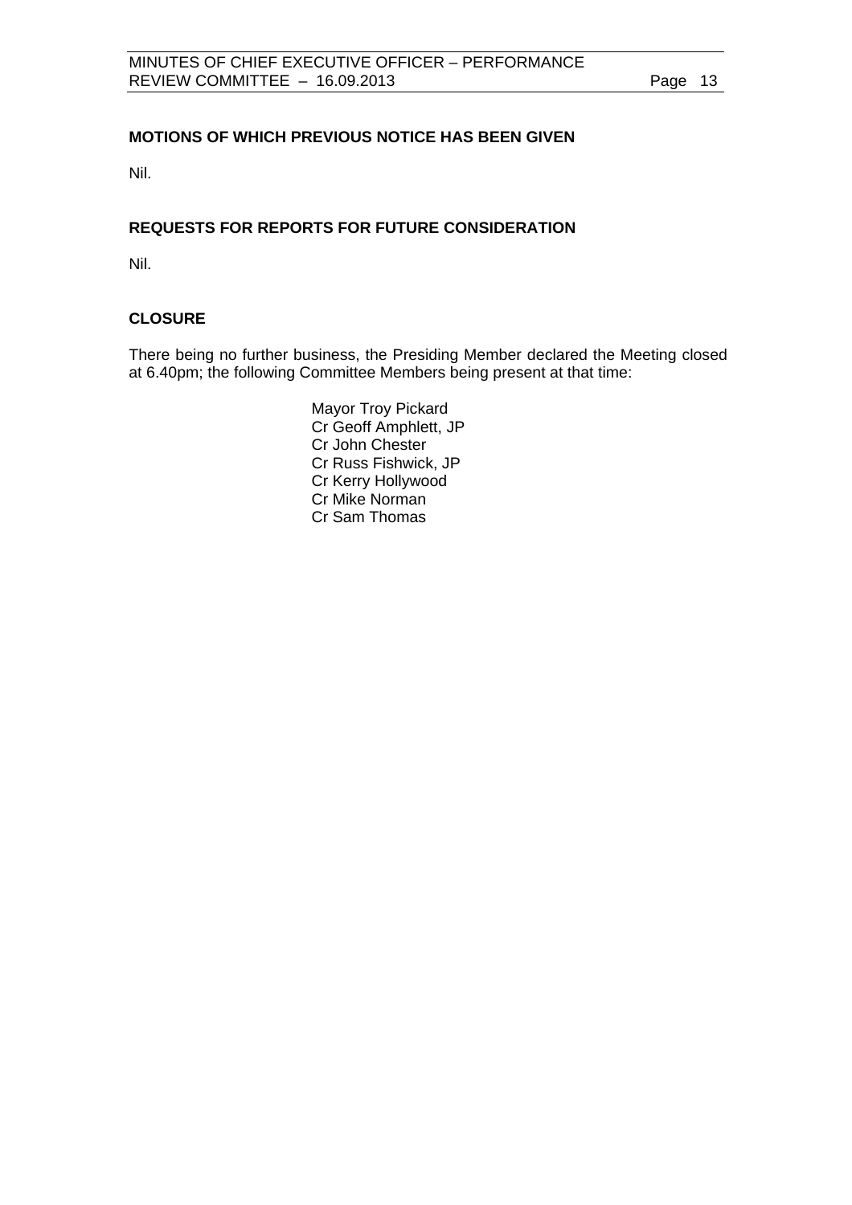## MOTIONS OF WHICH PREVIOUS NOTICE HAS BEEN GIVEN

Nil.

## REQUESTS FOR REPORTS FOR FUTURE CONSIDERATION

Nil.

## CLOSURE

There being no further business, the Presiding Member declared the Meeting closed at 6.40pm; the following Committee Members being present at that time:

Mayor Troy Pickard
Cr Geoff Amphlett, JP
Cr John Chester
Cr Russ Fishwick, JP
Cr Kerry Hollywood
Cr Mike Norman
Cr Sam Thomas